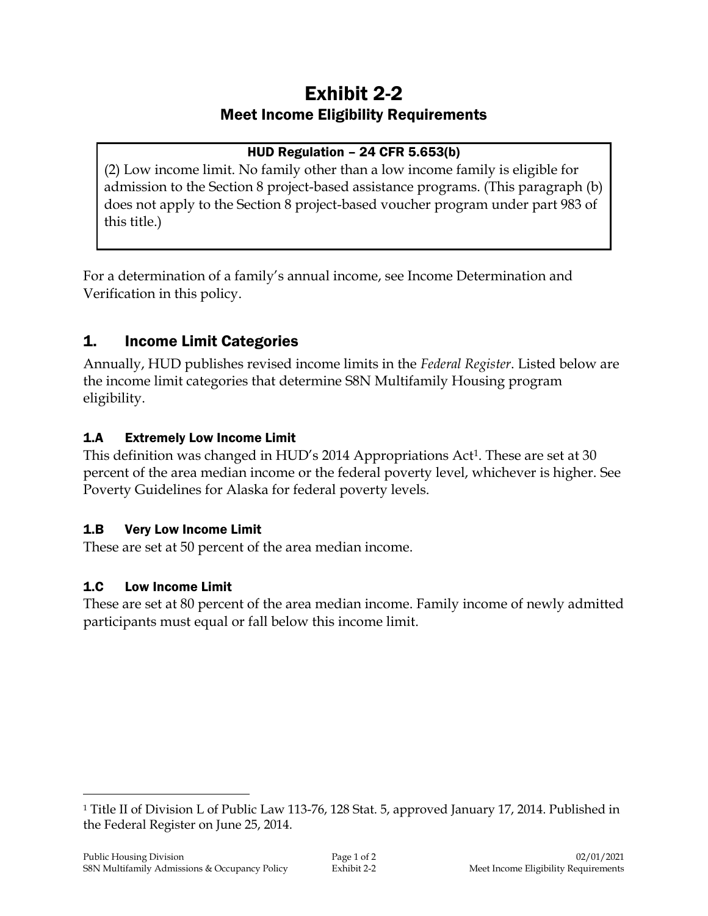# Exhibit 2-2

## Meet Income Eligibility Requirements

> **HUD Regulation – 24 CFR 5.653(b)**
>
> (2) Low income limit. No family other than a low income family is eligible for admission to the Section 8 project-based assistance programs. (This paragraph (b) does not apply to the Section 8 project-based voucher program under part 983 of this title.)

For a determination of a family's annual income, see Income Determination and Verification in this policy.

## 1. Income Limit Categories

Annually, HUD publishes revised income limits in the *Federal Register*. Listed below are the income limit categories that determine S8N Multifamily Housing program eligibility.

### 1.A Extremely Low Income Limit

This definition was changed in HUD's 2014 Appropriations Act[1]. These are set at 30 percent of the area median income or the federal poverty level, whichever is higher. See Poverty Guidelines for Alaska for federal poverty levels.

### 1.B Very Low Income Limit

These are set at 50 percent of the area median income.

### 1.C Low Income Limit

These are set at 80 percent of the area median income. Family income of newly admitted participants must equal or fall below this income limit.

---

[1] Title II of Division L of Public Law 113-76, 128 Stat. 5, approved January 17, 2014. Published in the Federal Register on June 25, 2014.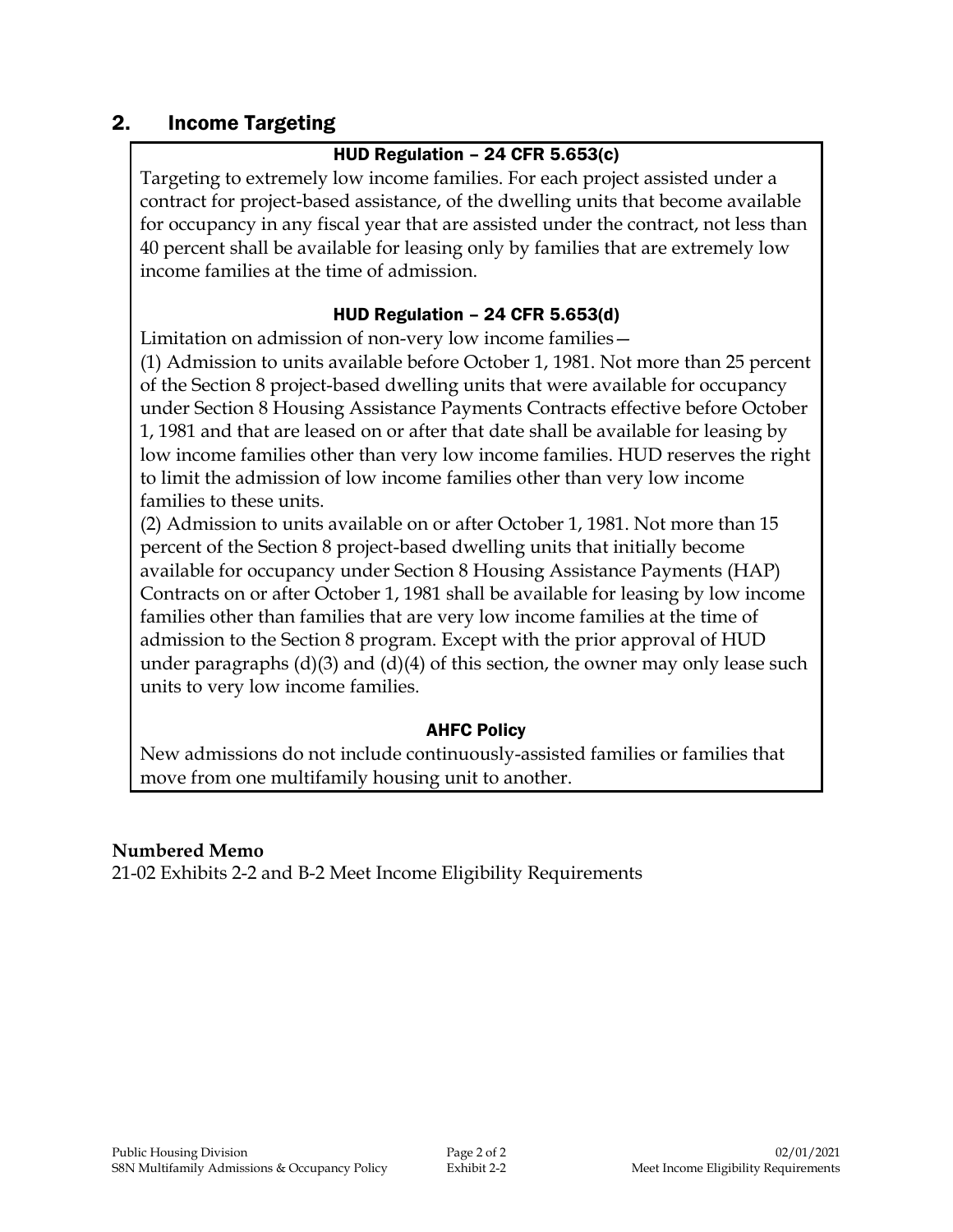## 2. Income Targeting

### HUD Regulation – 24 CFR 5.653(c)

Targeting to extremely low income families. For each project assisted under a contract for project-based assistance, of the dwelling units that become available for occupancy in any fiscal year that are assisted under the contract, not less than 40 percent shall be available for leasing only by families that are extremely low income families at the time of admission.

### HUD Regulation – 24 CFR 5.653(d)

Limitation on admission of non-very low income families—

(1) Admission to units available before October 1, 1981. Not more than 25 percent of the Section 8 project-based dwelling units that were available for occupancy under Section 8 Housing Assistance Payments Contracts effective before October 1, 1981 and that are leased on or after that date shall be available for leasing by low income families other than very low income families. HUD reserves the right to limit the admission of low income families other than very low income families to these units.

(2) Admission to units available on or after October 1, 1981. Not more than 15 percent of the Section 8 project-based dwelling units that initially become available for occupancy under Section 8 Housing Assistance Payments (HAP) Contracts on or after October 1, 1981 shall be available for leasing by low income families other than families that are very low income families at the time of admission to the Section 8 program. Except with the prior approval of HUD under paragraphs (d)(3) and (d)(4) of this section, the owner may only lease such units to very low income families.

### AHFC Policy

New admissions do not include continuously-assisted families or families that move from one multifamily housing unit to another.

**Numbered Memo**

21-02 Exhibits 2-2 and B-2 Meet Income Eligibility Requirements